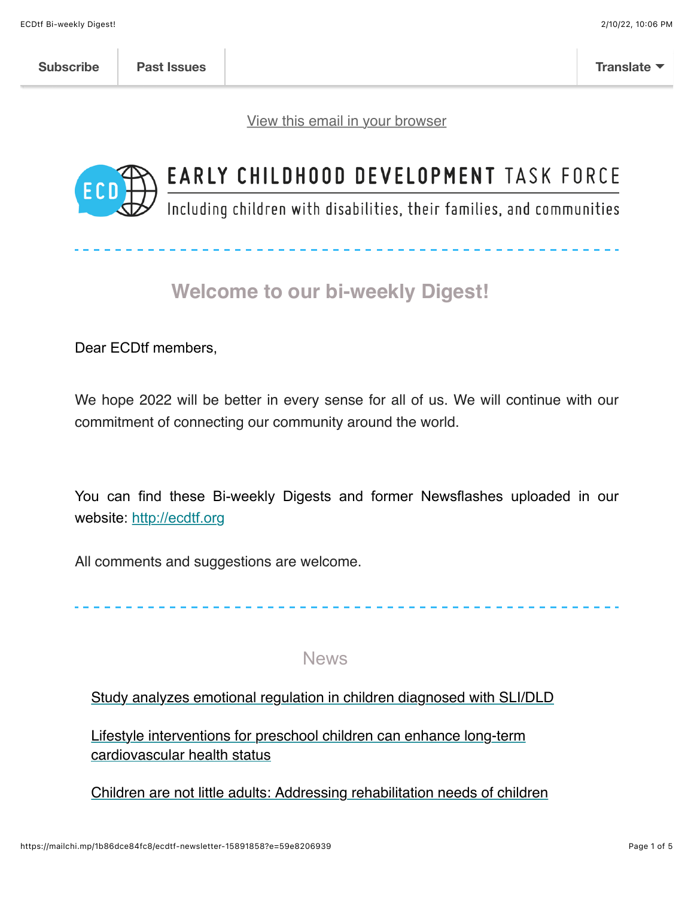Subscribe | Past Issues | Translate

View this email in your browser

EARLY CHILDHOOD DEVELOPMENT TASK FORCE

Including children with disabilities, their families, and communities

## Welcome to our bi-weekly Digest!

Dear ECDtf members,

We hope 2022 will be better in every sense for all of us. We will continue with our commitment of connecting our community around the world.

You can find these Bi-weekly Digests and former Newsflashes uploaded in our website: http://ecdtf.org

All comments and suggestions are welcome.

## News

Study analyzes emotional regulation in children diagnosed with SLI/DLD

Lifestyle interventions for preschool children can enhance long-term cardiovascular health status

Children are not little adults: Addressing rehabilitation needs of children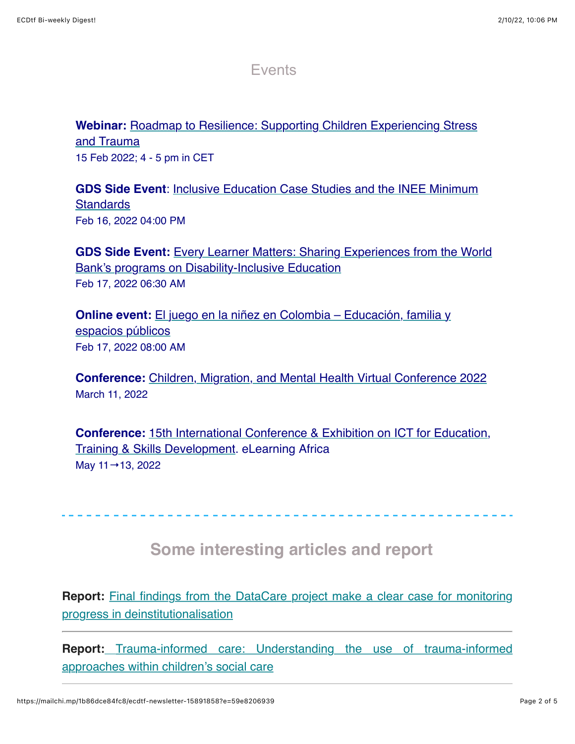## Events

**Webinar:** Roadmap to Resilience: Supporting Children Experiencing Stress and Trauma
15 Feb 2022; 4 - 5 pm in CET

**GDS Side Event**: Inclusive Education Case Studies and the INEE Minimum Standards
Feb 16, 2022 04:00 PM

**GDS Side Event:** Every Learner Matters: Sharing Experiences from the World Bank's programs on Disability-Inclusive Education
Feb 17, 2022 06:30 AM

**Online event:** El juego en la niñez en Colombia – Educación, familia y espacios públicos
Feb 17, 2022 08:00 AM

**Conference:** Children, Migration, and Mental Health Virtual Conference 2022
March 11, 2022

**Conference:** 15th International Conference & Exhibition on ICT for Education, Training & Skills Development. eLearning Africa
May 11→13, 2022

---

## Some interesting articles and report

**Report:** Final findings from the DataCare project make a clear case for monitoring progress in deinstitutionalisation

---

**Report:** Trauma-informed care: Understanding the use of trauma-informed approaches within children's social care

---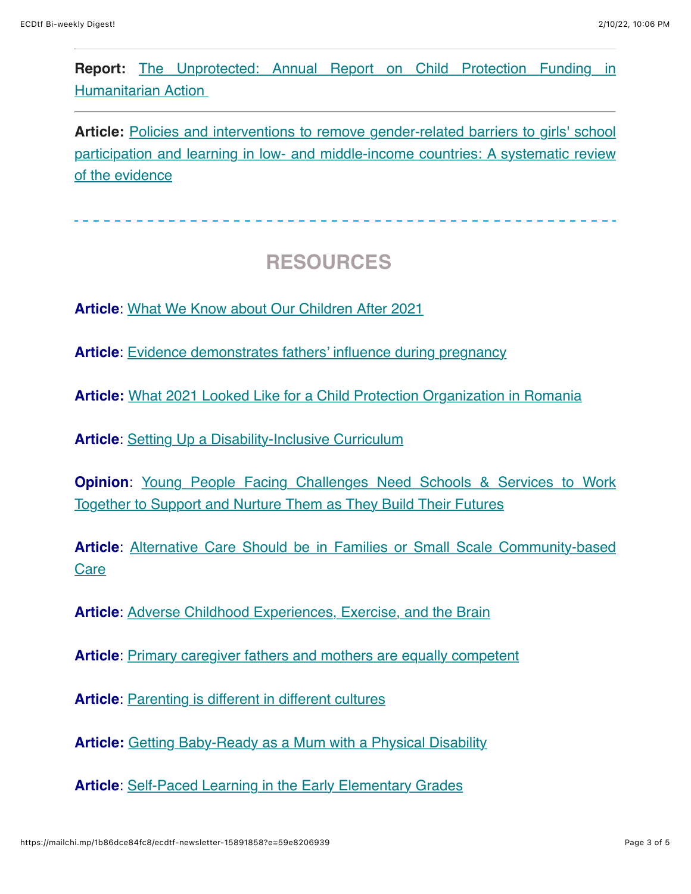**Report:** The Unprotected: Annual Report on Child Protection Funding in Humanitarian Action

---

**Article:** Policies and interventions to remove gender-related barriers to girls' school participation and learning in low- and middle-income countries: A systematic review of the evidence

---

## RESOURCES

**Article**: What We Know about Our Children After 2021

**Article**: Evidence demonstrates fathers' influence during pregnancy

**Article:** What 2021 Looked Like for a Child Protection Organization in Romania

**Article**: Setting Up a Disability-Inclusive Curriculum

**Opinion**: Young People Facing Challenges Need Schools & Services to Work Together to Support and Nurture Them as They Build Their Futures

**Article**: Alternative Care Should be in Families or Small Scale Community-based Care

**Article**: Adverse Childhood Experiences, Exercise, and the Brain

**Article**: Primary caregiver fathers and mothers are equally competent

**Article**: Parenting is different in different cultures

**Article:** Getting Baby-Ready as a Mum with a Physical Disability

**Article**: Self-Paced Learning in the Early Elementary Grades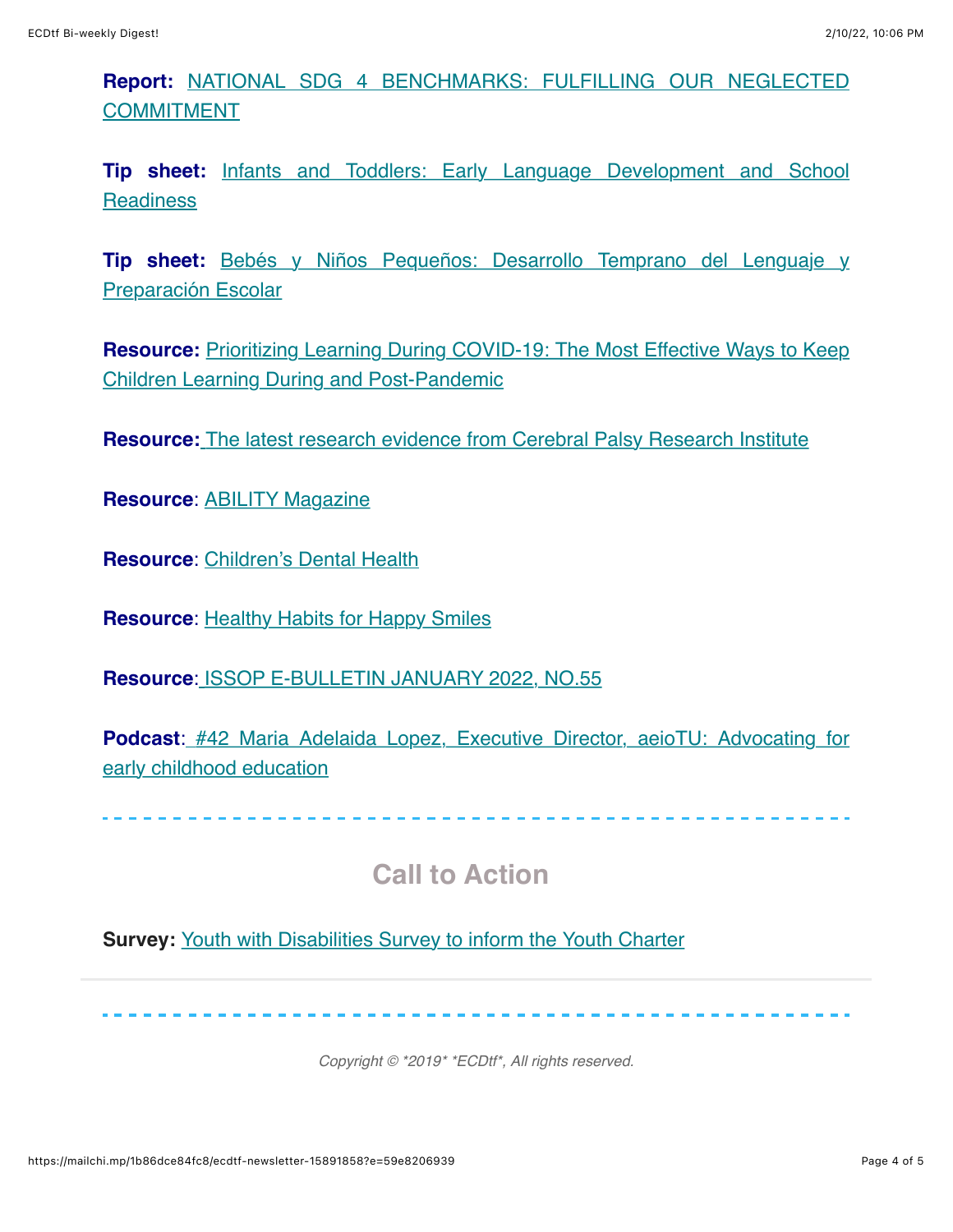**Report:** NATIONAL SDG 4 BENCHMARKS: FULFILLING OUR NEGLECTED COMMITMENT

**Tip sheet:** Infants and Toddlers: Early Language Development and School Readiness

**Tip sheet:** Bebés y Niños Pequeños: Desarrollo Temprano del Lenguaje y Preparación Escolar

**Resource:** Prioritizing Learning During COVID-19: The Most Effective Ways to Keep Children Learning During and Post-Pandemic

**Resource:** The latest research evidence from Cerebral Palsy Research Institute

**Resource**: ABILITY Magazine

**Resource**: Children's Dental Health

**Resource**: Healthy Habits for Happy Smiles

**Resource**: ISSOP E-BULLETIN JANUARY 2022, NO.55

**Podcast**: #42 Maria Adelaida Lopez, Executive Director, aeioTU: Advocating for early childhood education

---

## Call to Action

**Survey:** Youth with Disabilities Survey to inform the Youth Charter

---

*Copyright © *2019* *ECDtf*, All rights reserved.*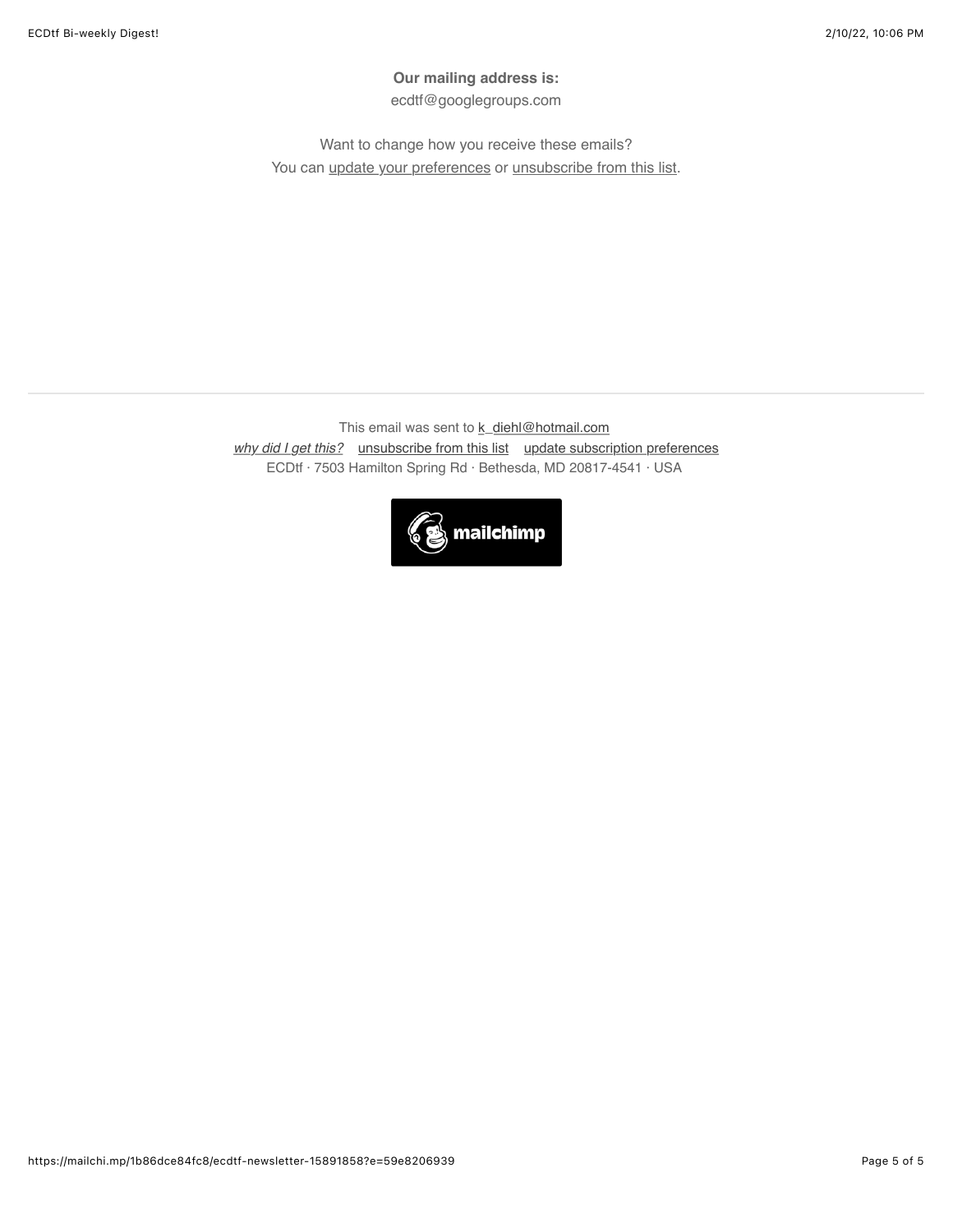**Our mailing address is:**
ecdtf@googlegroups.com

Want to change how you receive these emails?
You can update your preferences or unsubscribe from this list.

---

This email was sent to k_diehl@hotmail.com
*why did I get this?* unsubscribe from this list update subscription preferences
ECDtf · 7503 Hamilton Spring Rd · Bethesda, MD 20817-4541 · USA

mailchimp